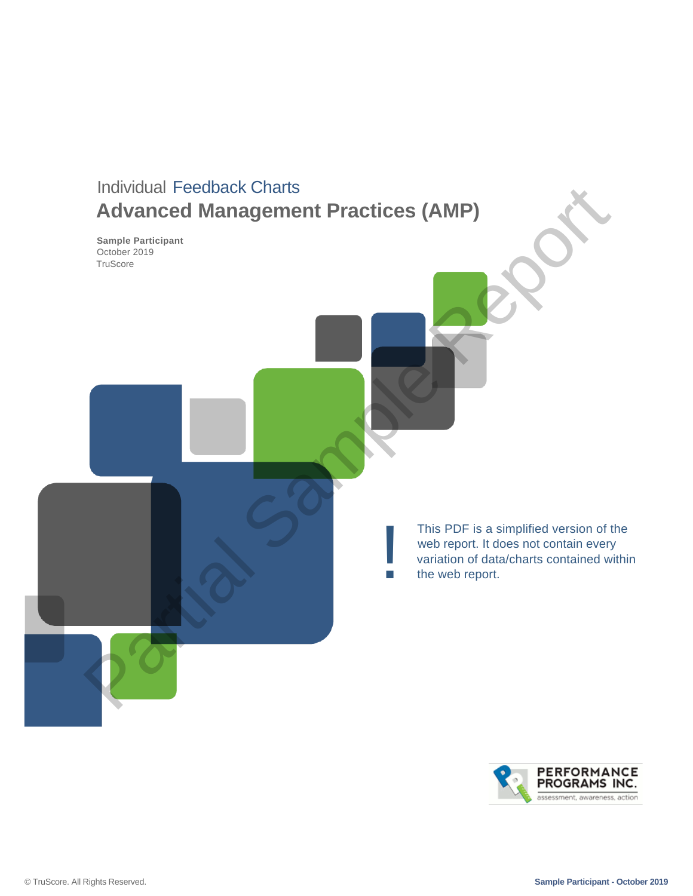Individual Feedback Charts

# Advanced Management Practices (AMP)

**Sample Participant**
October 2019
TruScore

Partial Sample Report

! This PDF is a simplified version of the web report. It does not contain every variation of data/charts contained within the web report.

PERFORMANCE PROGRAMS INC.
assessment, awareness, action

© TruScore. All Rights Reserved.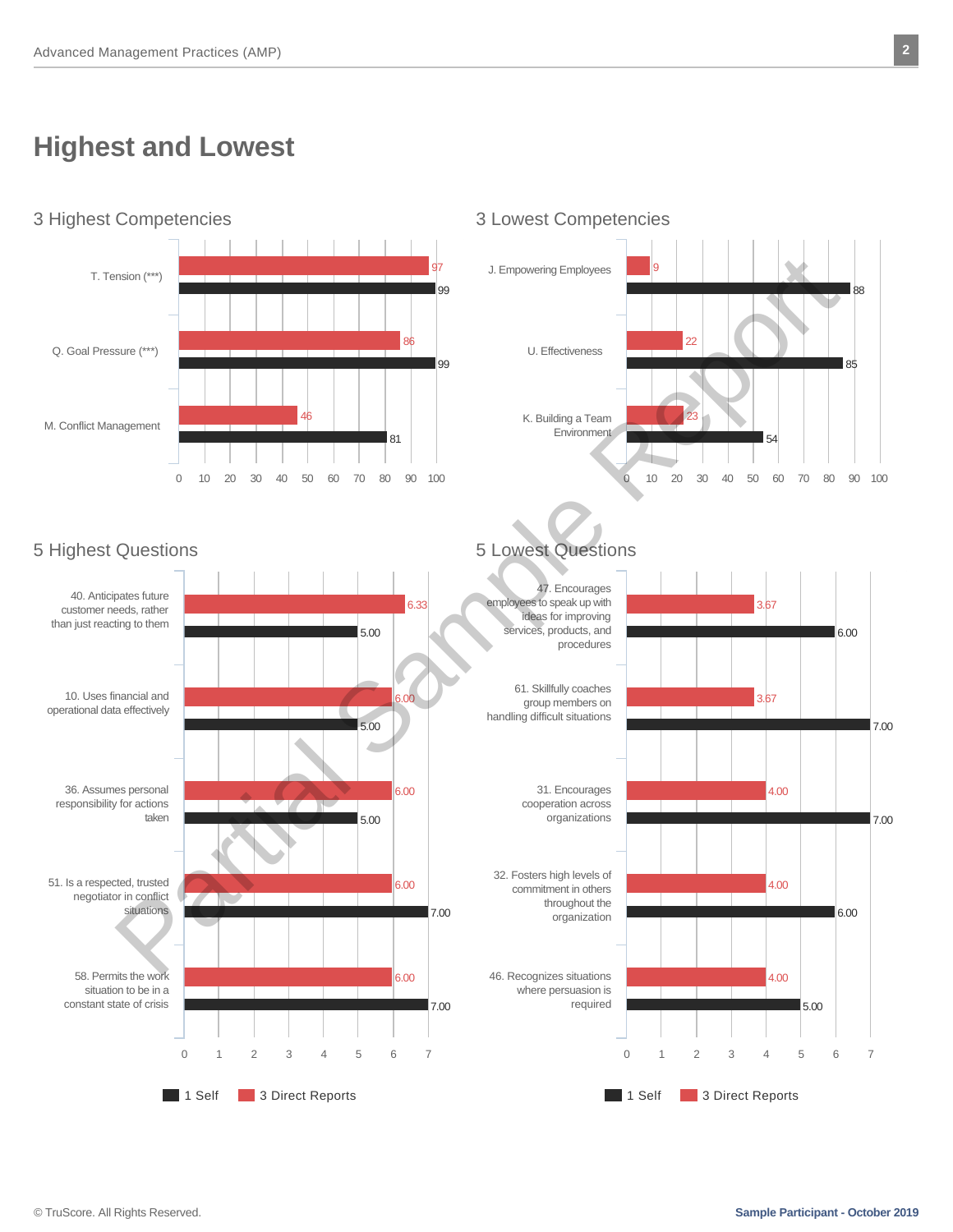# Highest and Lowest

## 3 Highest Competencies

| Competency | 1 Self | 3 Direct Reports |
|---|---|---|
| T. Tension (***) | 99 | 97 |
| Q. Goal Pressure (***) | 99 | 86 |
| M. Conflict Management | 81 | 46 |

## 3 Lowest Competencies

| Competency | 1 Self | 3 Direct Reports |
|---|---|---|
| J. Empowering Employees | 88 | 9 |
| U. Effectiveness | 85 | 22 |
| K. Building a Team Environment | 54 | 23 |

## 5 Highest Questions

| Question | 1 Self | 3 Direct Reports |
|---|---|---|
| 40. Anticipates future customer needs, rather than just reacting to them | 5.00 | 6.33 |
| 10. Uses financial and operational data effectively | 5.00 | 6.00 |
| 36. Assumes personal responsibility for actions taken | 5.00 | 6.00 |
| 51. Is a respected, trusted negotiator in conflict situations | 7.00 | 6.00 |
| 58. Permits the work situation to be in a constant state of crisis | 7.00 | 6.00 |

## 5 Lowest Questions

| Question | 1 Self | 3 Direct Reports |
|---|---|---|
| 47. Encourages employees to speak up with ideas for improving services, products, and procedures | 6.00 | 3.67 |
| 61. Skillfully coaches group members on handling difficult situations | 7.00 | 3.67 |
| 31. Encourages cooperation across organizations | 7.00 | 4.00 |
| 32. Fosters high levels of commitment in others throughout the organization | 6.00 | 4.00 |
| 46. Recognizes situations where persuasion is required | 5.00 | 4.00 |

Partial Sample Report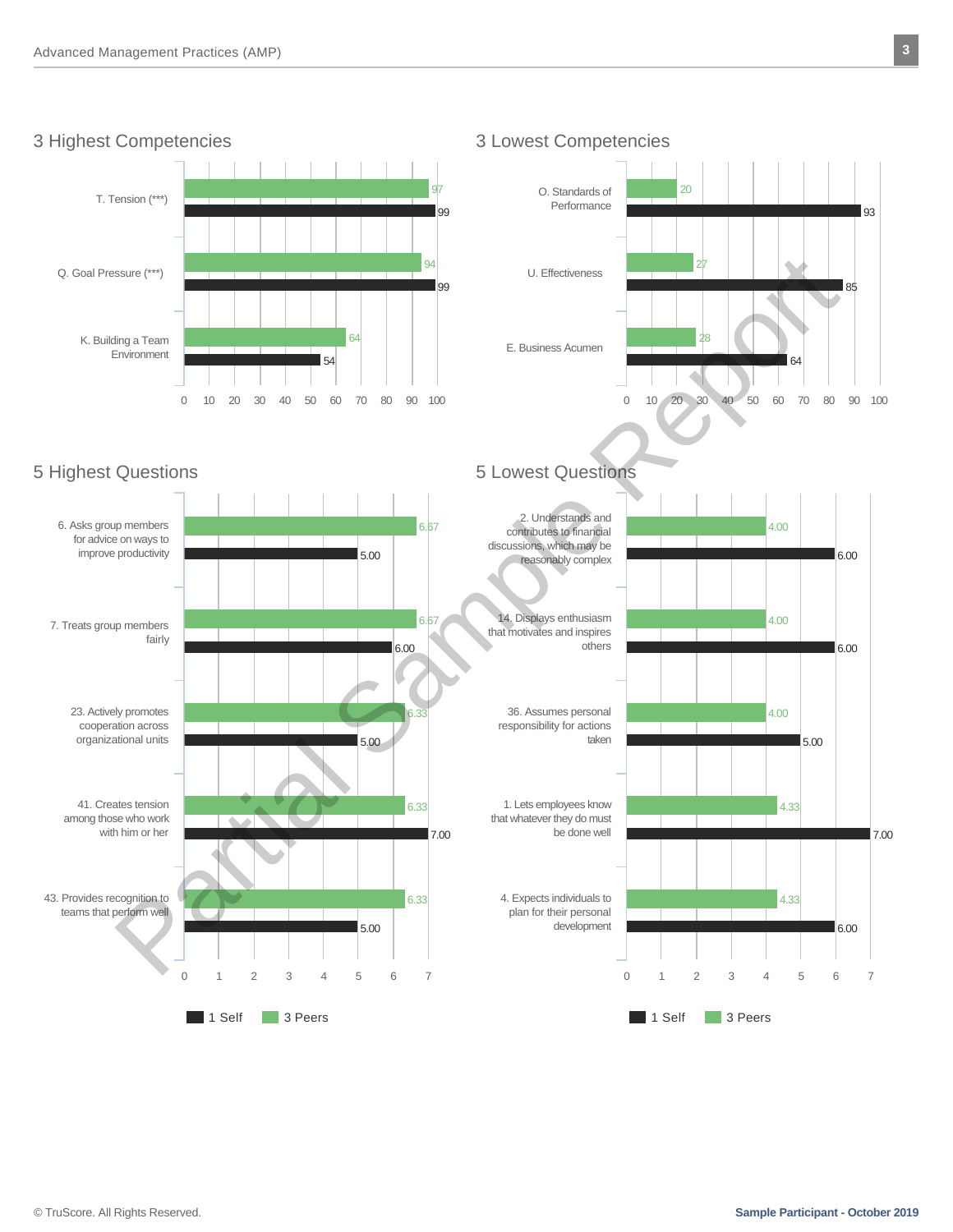## 3 Highest Competencies

| Competency | 3 Peers | 1 Self |
|---|---|---|
| T. Tension (***) | 97 | 99 |
| Q. Goal Pressure (***) | 94 | 99 |
| K. Building a Team Environment | 64 | 54 |

## 3 Lowest Competencies

| Competency | 3 Peers | 1 Self |
|---|---|---|
| O. Standards of Performance | 20 | 93 |
| U. Effectiveness | 27 | 85 |
| E. Business Acumen | 28 | 64 |

## 5 Highest Questions

| Question | 3 Peers | 1 Self |
|---|---|---|
| 6. Asks group members for advice on ways to improve productivity | 6.67 | 5.00 |
| 7. Treats group members fairly | 6.67 | 6.00 |
| 23. Actively promotes cooperation across organizational units | 6.33 | 5.00 |
| 41. Creates tension among those who work with him or her | 6.33 | 7.00 |
| 43. Provides recognition to teams that perform well | 6.33 | 5.00 |

## 5 Lowest Questions

| Question | 3 Peers | 1 Self |
|---|---|---|
| 2. Understands and contributes to financial discussions, which may be reasonably complex | 4.00 | 6.00 |
| 14. Displays enthusiasm that motivates and inspires others | 4.00 | 6.00 |
| 36. Assumes personal responsibility for actions taken | 4.00 | 5.00 |
| 1. Lets employees know that whatever they do must be done well | 4.33 | 7.00 |
| 4. Expects individuals to plan for their personal development | 4.33 | 6.00 |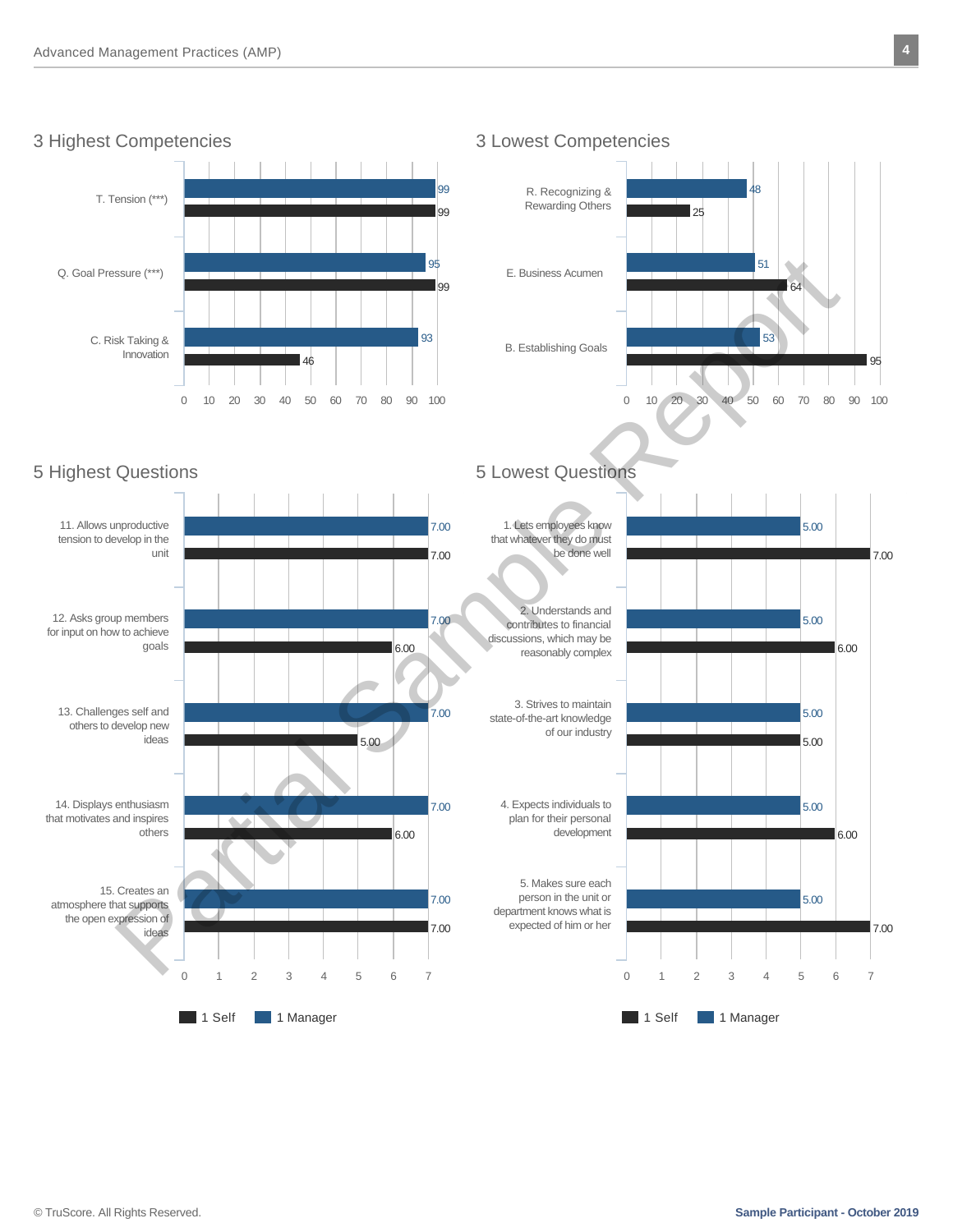## 3 Highest Competencies

| Competency | Manager | Self |
|---|---|---|
| T. Tension (***) | 99 | 99 |
| Q. Goal Pressure (***) | 95 | 99 |
| C. Risk Taking & Innovation | 93 | 46 |

## 3 Lowest Competencies

| Competency | Manager | Self |
|---|---|---|
| R. Recognizing & Rewarding Others | 48 | 25 |
| E. Business Acumen | 51 | 64 |
| B. Establishing Goals | 53 | 95 |

## 5 Highest Questions

| Question | Manager | Self |
|---|---|---|
| 11. Allows unproductive tension to develop in the unit | 7.00 | 7.00 |
| 12. Asks group members for input on how to achieve goals | 7.00 | 6.00 |
| 13. Challenges self and others to develop new ideas | 7.00 | 5.00 |
| 14. Displays enthusiasm that motivates and inspires others | 7.00 | 6.00 |
| 15. Creates an atmosphere that supports the open expression of ideas | 7.00 | 7.00 |

## 5 Lowest Questions

| Question | Manager | Self |
|---|---|---|
| 1. Lets employees know that whatever they do must be done well | 5.00 | 7.00 |
| 2. Understands and contributes to financial discussions, which may be reasonably complex | 5.00 | 6.00 |
| 3. Strives to maintain state-of-the-art knowledge of our industry | 5.00 | 5.00 |
| 4. Expects individuals to plan for their personal development | 5.00 | 6.00 |
| 5. Makes sure each person in the unit or department knows what is expected of him or her | 5.00 | 7.00 |

■ 1 Self ■ 1 Manager

© TruScore. All Rights Reserved.

Sample Participant - October 2019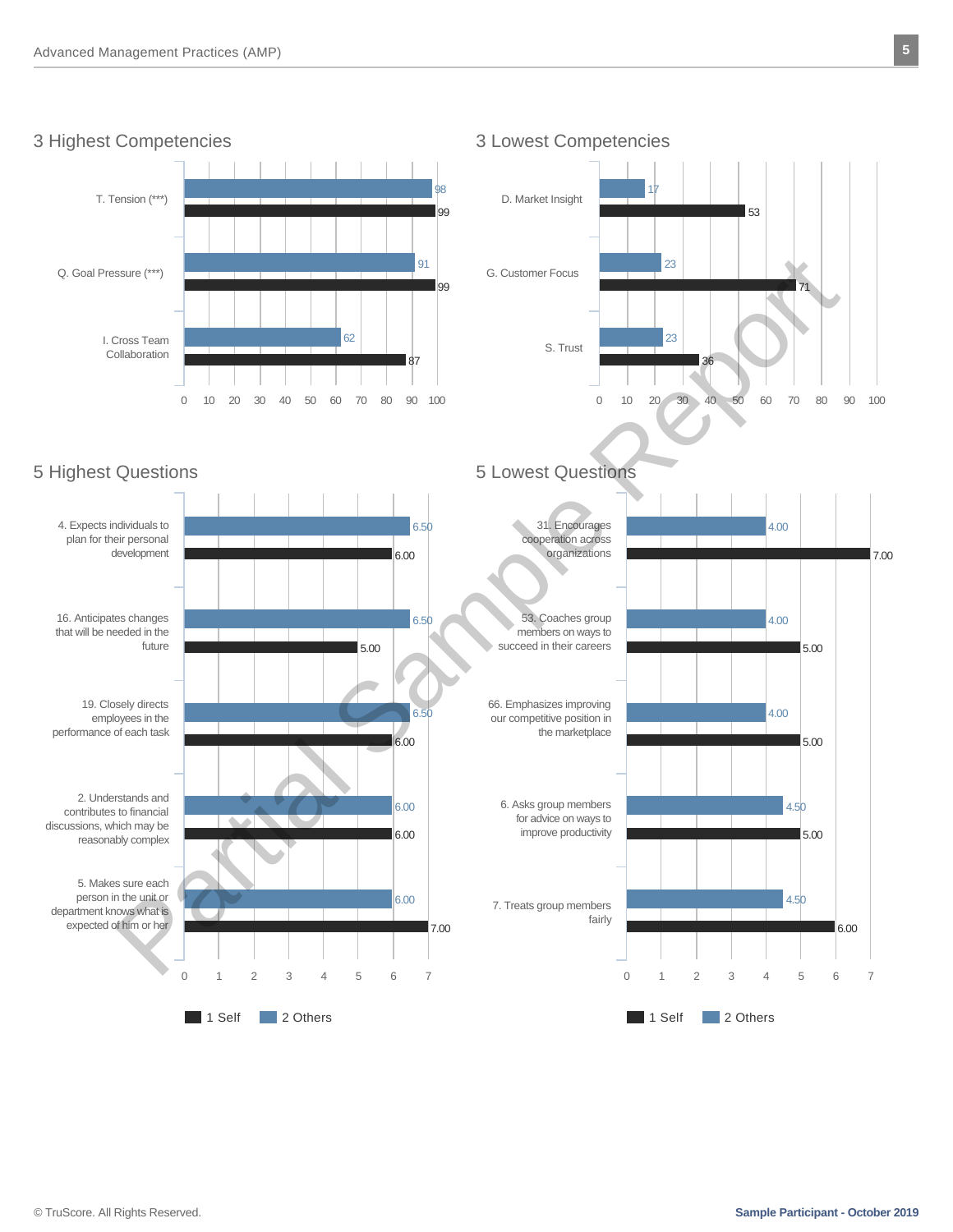## 3 Highest Competencies

| Competency | 2 Others | 1 Self |
|---|---|---|
| T. Tension (***) | 98 | 99 |
| Q. Goal Pressure (***) | 91 | 99 |
| I. Cross Team Collaboration | 62 | 87 |

## 3 Lowest Competencies

| Competency | 2 Others | 1 Self |
|---|---|---|
| D. Market Insight | 17 | 53 |
| G. Customer Focus | 23 | 71 |
| S. Trust | 23 | 36 |

## 5 Highest Questions

| Question | 2 Others | 1 Self |
|---|---|---|
| 4. Expects individuals to plan for their personal development | 6.50 | 6.00 |
| 16. Anticipates changes that will be needed in the future | 6.50 | 5.00 |
| 19. Closely directs employees in the performance of each task | 6.50 | 6.00 |
| 2. Understands and contributes to financial discussions, which may be reasonably complex | 6.00 | 6.00 |
| 5. Makes sure each person in the unit or department knows what is expected of him or her | 6.00 | 7.00 |

## 5 Lowest Questions

| Question | 2 Others | 1 Self |
|---|---|---|
| 31. Encourages cooperation across organizations | 4.00 | 7.00 |
| 53. Coaches group members on ways to succeed in their careers | 4.00 | 5.00 |
| 66. Emphasizes improving our competitive position in the marketplace | 4.00 | 5.00 |
| 6. Asks group members for advice on ways to improve productivity | 4.50 | 5.00 |
| 7. Treats group members fairly | 4.50 | 6.00 |

Partial Sample Report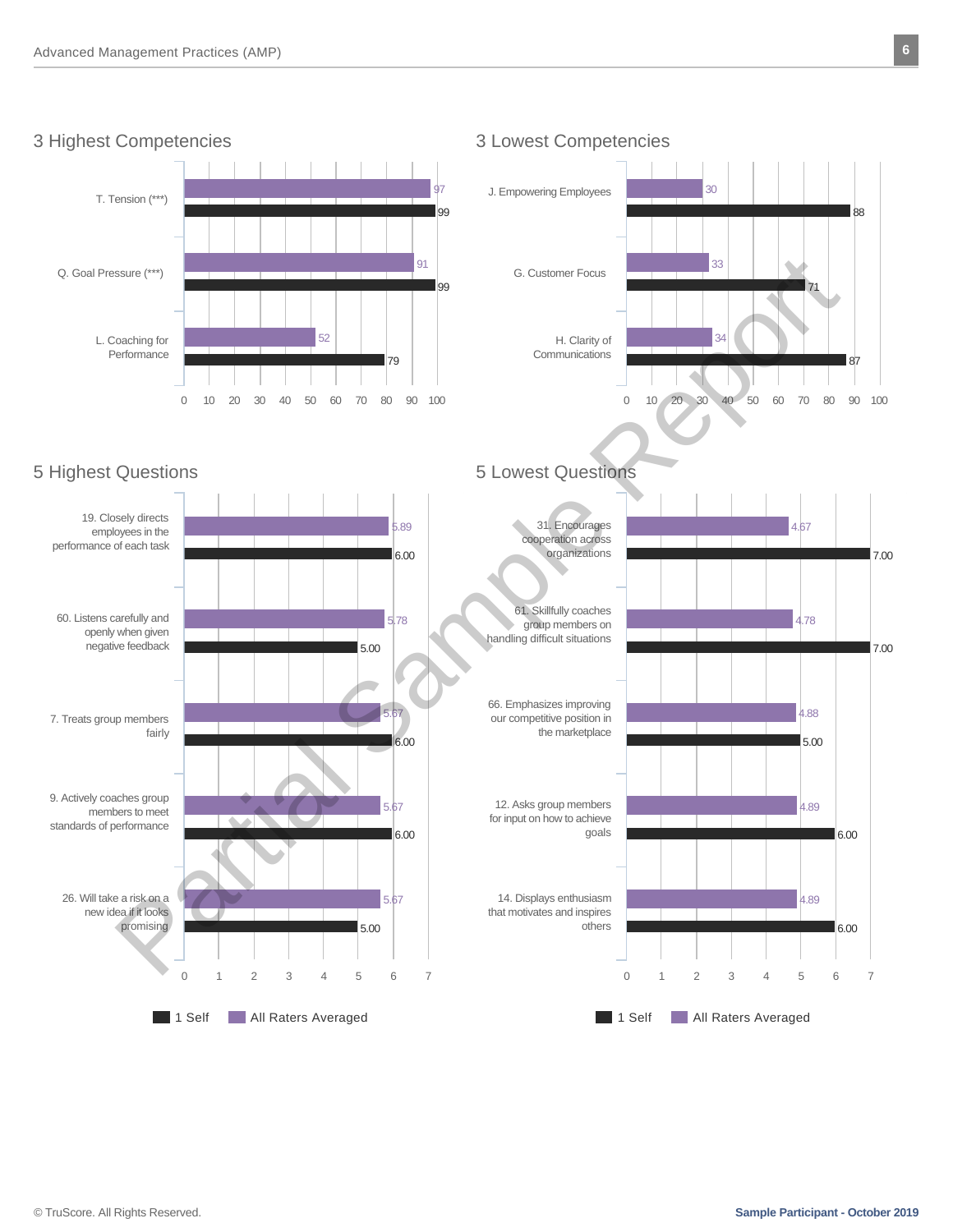## 3 Highest Competencies

| Competency | All Raters Averaged | 1 Self |
|---|---|---|
| T. Tension (***) | 97 | 99 |
| Q. Goal Pressure (***) | 91 | 99 |
| L. Coaching for Performance | 52 | 79 |

## 3 Lowest Competencies

| Competency | All Raters Averaged | 1 Self |
|---|---|---|
| J. Empowering Employees | 30 | 88 |
| G. Customer Focus | 33 | 71 |
| H. Clarity of Communications | 34 | 87 |

## 5 Highest Questions

| Question | All Raters Averaged | 1 Self |
|---|---|---|
| 19. Closely directs employees in the performance of each task | 5.89 | 6.00 |
| 60. Listens carefully and openly when given negative feedback | 5.78 | 5.00 |
| 7. Treats group members fairly | 5.67 | 6.00 |
| 9. Actively coaches group members to meet standards of performance | 5.67 | 6.00 |
| 26. Will take a risk on a new idea if it looks promising | 5.67 | 5.00 |

## 5 Lowest Questions

| Question | All Raters Averaged | 1 Self |
|---|---|---|
| 31. Encourages cooperation across organizations | 4.67 | 7.00 |
| 61. Skillfully coaches group members on handling difficult situations | 4.78 | 7.00 |
| 66. Emphasizes improving our competitive position in the marketplace | 4.88 | 5.00 |
| 12. Asks group members for input on how to achieve goals | 4.89 | 6.00 |
| 14. Displays enthusiasm that motivates and inspires others | 4.89 | 6.00 |

Partial Sample Report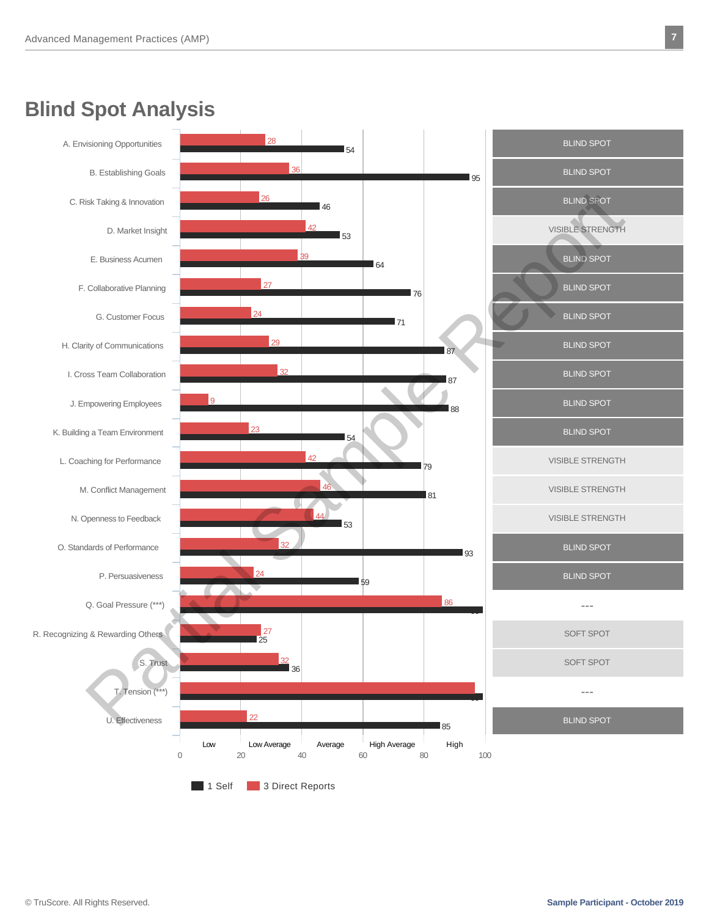# Blind Spot Analysis

| Item | 3 Direct Reports | 1 Self | Analysis |
|---|---|---|---|
| A. Envisioning Opportunities | 28 | 54 | BLIND SPOT |
| B. Establishing Goals | 36 | 95 | BLIND SPOT |
| C. Risk Taking & Innovation | 26 | 46 | BLIND SPOT |
| D. Market Insight | 42 | 53 | VISIBLE STRENGTH |
| E. Business Acumen | 39 | 64 | BLIND SPOT |
| F. Collaborative Planning | 27 | 76 | BLIND SPOT |
| G. Customer Focus | 24 | 71 | BLIND SPOT |
| H. Clarity of Communications | 29 | 87 | BLIND SPOT |
| I. Cross Team Collaboration | 32 | 87 | BLIND SPOT |
| J. Empowering Employees | 9 | 88 | BLIND SPOT |
| K. Building a Team Environment | 23 | 54 | BLIND SPOT |
| L. Coaching for Performance | 42 | 79 | VISIBLE STRENGTH |
| M. Conflict Management | 46 | 81 | VISIBLE STRENGTH |
| N. Openness to Feedback | 44 | 53 | VISIBLE STRENGTH |
| O. Standards of Performance | 32 | 93 | BLIND SPOT |
| P. Persuasiveness | 24 | 59 | BLIND SPOT |
| Q. Goal Pressure (***) | 86 | 99 | --- |
| R. Recognizing & Rewarding Others | 27 | 25 | SOFT SPOT |
| S. Trust | 32 | 36 | SOFT SPOT |
| T. Tension (***) | 97 | 99 | --- |
| U. Effectiveness | 22 | 85 | BLIND SPOT |

Scale: 0 – 20 – 40 – 60 – 80 – 100 (Low, Low Average, Average, High Average, High)

Legend: 1 Self; 3 Direct Reports

Partial Sample Report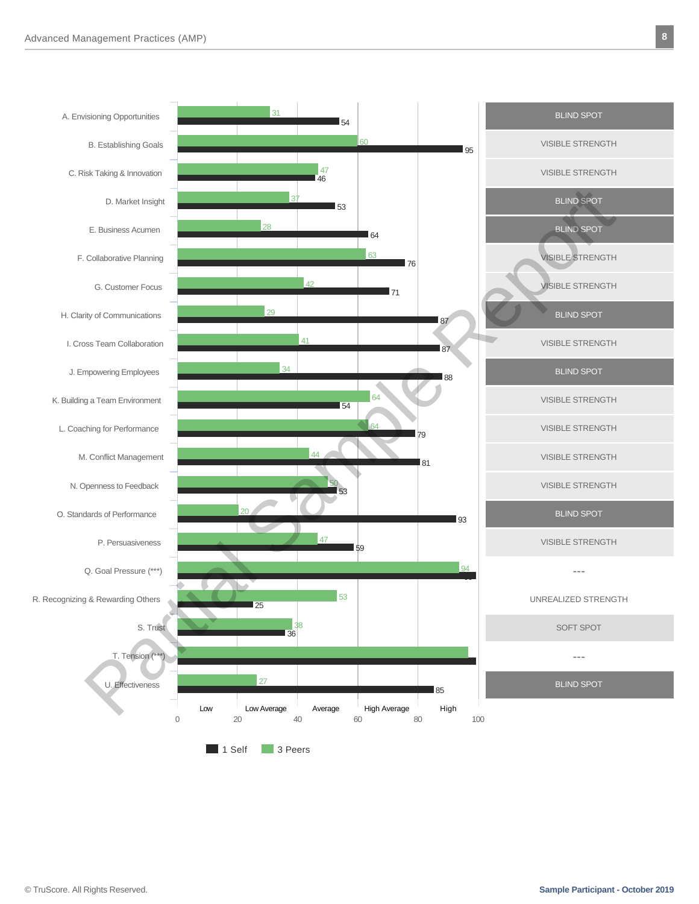| Scale | 3 Peers | 1 Self | |
|---|---|---|---|
| A. Envisioning Opportunities | 31 | 54 | BLIND SPOT |
| B. Establishing Goals | 60 | 95 | VISIBLE STRENGTH |
| C. Risk Taking & Innovation | 47 | 46 | VISIBLE STRENGTH |
| D. Market Insight | 37 | 53 | BLIND SPOT |
| E. Business Acumen | 28 | 64 | BLIND SPOT |
| F. Collaborative Planning | 63 | 76 | VISIBLE STRENGTH |
| G. Customer Focus | 42 | 71 | VISIBLE STRENGTH |
| H. Clarity of Communications | 29 | 87 | BLIND SPOT |
| I. Cross Team Collaboration | 41 | 87 | VISIBLE STRENGTH |
| J. Empowering Employees | 34 | 88 | BLIND SPOT |
| K. Building a Team Environment | 64 | 54 | VISIBLE STRENGTH |
| L. Coaching for Performance | 64 | 79 | VISIBLE STRENGTH |
| M. Conflict Management | 44 | 81 | VISIBLE STRENGTH |
| N. Openness to Feedback | 50 | 53 | VISIBLE STRENGTH |
| O. Standards of Performance | 20 | 93 | BLIND SPOT |
| P. Persuasiveness | 47 | 59 | VISIBLE STRENGTH |
| Q. Goal Pressure (***) | 94 | 99 | --- |
| R. Recognizing & Rewarding Others | 53 | 25 | UNREALIZED STRENGTH |
| S. Trust | 38 | 36 | SOFT SPOT |
| T. Tension (***) | | | --- |
| U. Effectiveness | 27 | 85 | BLIND SPOT |

Scale: 0–100 (Low, Low Average, Average, High Average, High)

Legend: 1 Self, 3 Peers

Partial Sample Report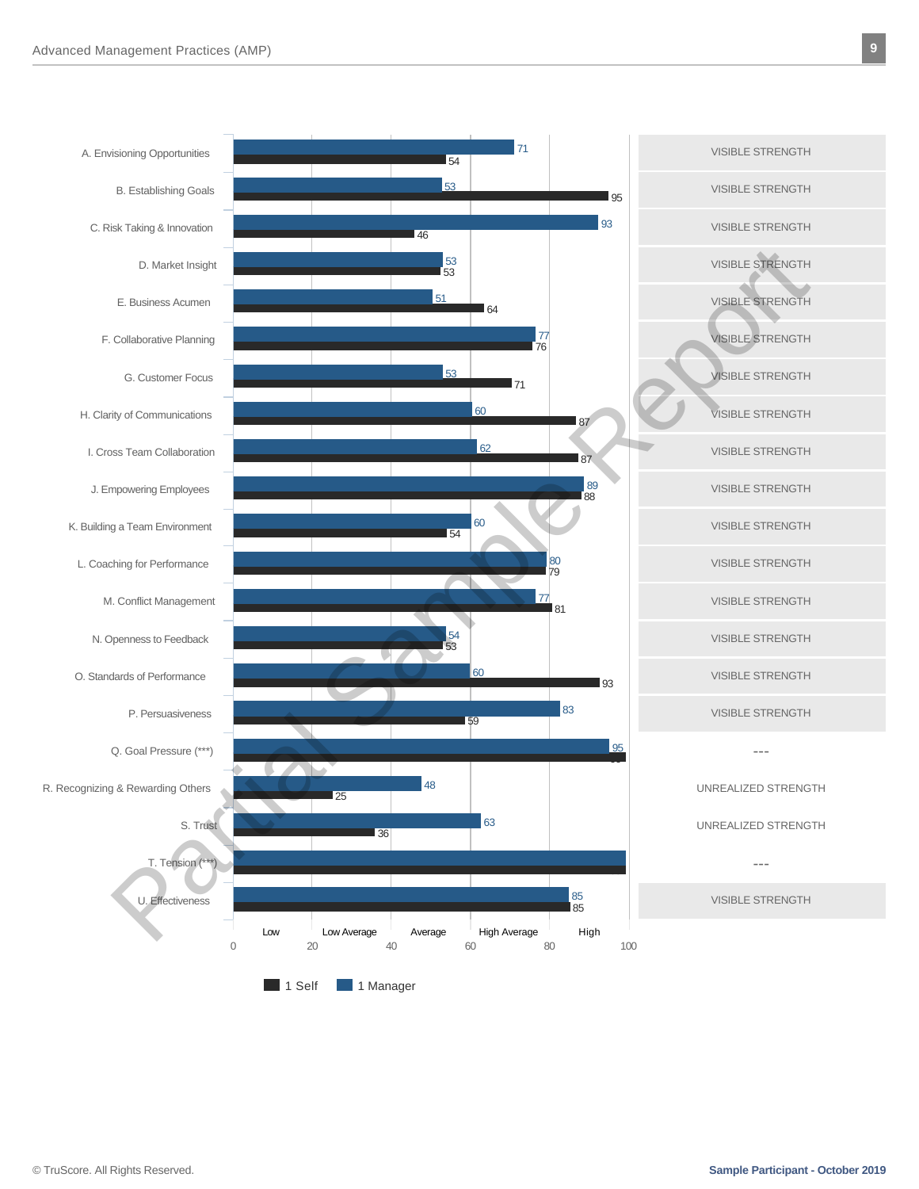| Competency | Manager | Self | |
|---|---|---|---|
| A. Envisioning Opportunities | 71 | 54 | VISIBLE STRENGTH |
| B. Establishing Goals | 53 | 95 | VISIBLE STRENGTH |
| C. Risk Taking & Innovation | 93 | 46 | VISIBLE STRENGTH |
| D. Market Insight | 53 | 53 | VISIBLE STRENGTH |
| E. Business Acumen | 51 | 64 | VISIBLE STRENGTH |
| F. Collaborative Planning | 77 | 76 | VISIBLE STRENGTH |
| G. Customer Focus | 53 | 71 | VISIBLE STRENGTH |
| H. Clarity of Communications | 60 | 87 | VISIBLE STRENGTH |
| I. Cross Team Collaboration | 62 | 87 | VISIBLE STRENGTH |
| J. Empowering Employees | 89 | 88 | VISIBLE STRENGTH |
| K. Building a Team Environment | 60 | 54 | VISIBLE STRENGTH |
| L. Coaching for Performance | 80 | 79 | VISIBLE STRENGTH |
| M. Conflict Management | 77 | 81 | VISIBLE STRENGTH |
| N. Openness to Feedback | 54 | 53 | VISIBLE STRENGTH |
| O. Standards of Performance | 60 | 93 | VISIBLE STRENGTH |
| P. Persuasiveness | 83 | 59 | VISIBLE STRENGTH |
| Q. Goal Pressure (***) | 95 | 99 | --- |
| R. Recognizing & Rewarding Others | 48 | 25 | UNREALIZED STRENGTH |
| S. Trust | 63 | 36 | UNREALIZED STRENGTH |
| T. Tension (***) | 99 | 99 | --- |
| U. Effectiveness | 85 | 85 | VISIBLE STRENGTH |

Scale: 0 – 100 (Low, Low Average, Average, High Average, High)

Legend: 1 Self | 1 Manager

Partial Sample Report

© TruScore. All Rights Reserved.

**Sample Participant - October 2019**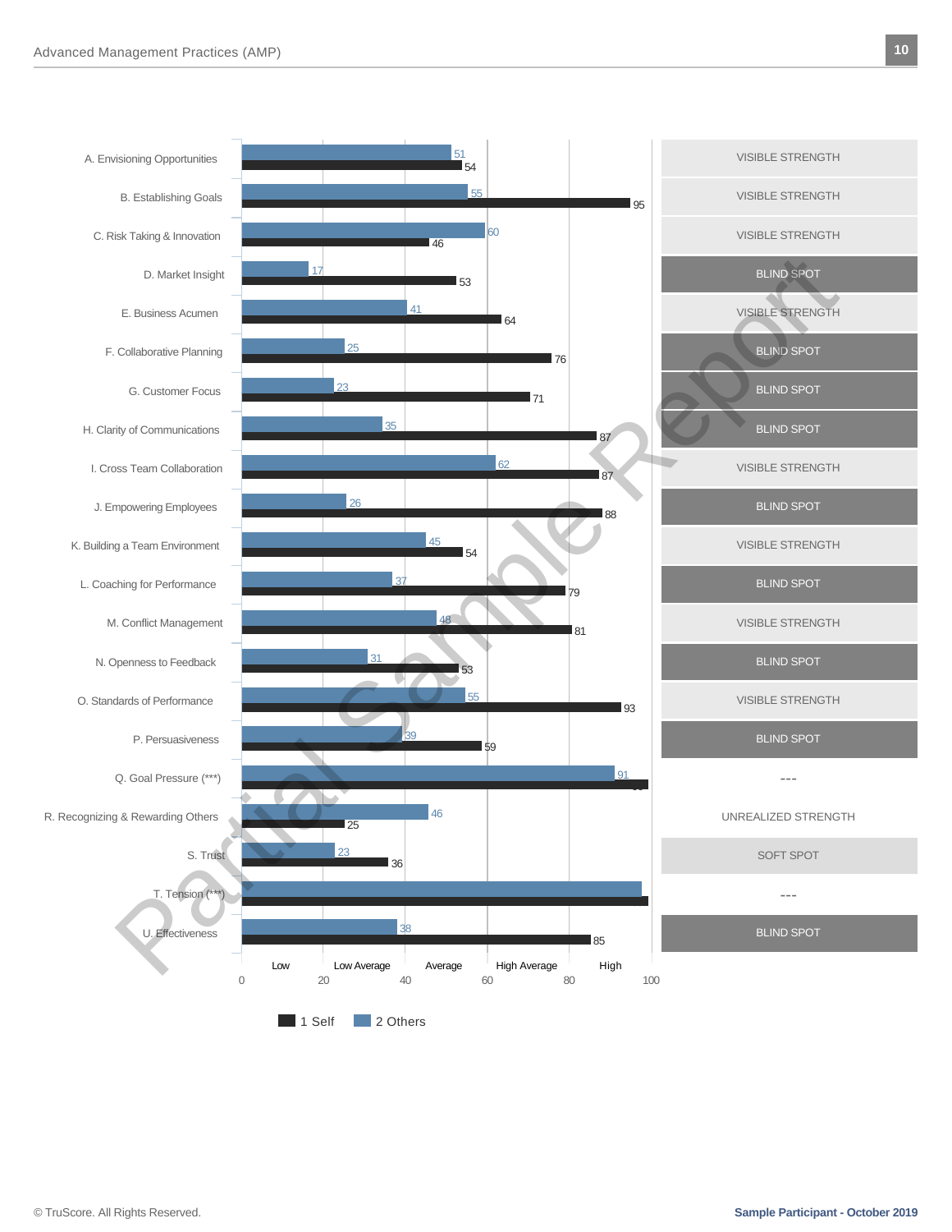| Scale | Others | Self | Category |
|---|---|---|---|
| A. Envisioning Opportunities | 51 | 54 | VISIBLE STRENGTH |
| B. Establishing Goals | 55 | 95 | VISIBLE STRENGTH |
| C. Risk Taking & Innovation | 60 | 46 | VISIBLE STRENGTH |
| D. Market Insight | 17 | 53 | BLIND SPOT |
| E. Business Acumen | 41 | 64 | VISIBLE STRENGTH |
| F. Collaborative Planning | 25 | 76 | BLIND SPOT |
| G. Customer Focus | 23 | 71 | BLIND SPOT |
| H. Clarity of Communications | 35 | 87 | BLIND SPOT |
| I. Cross Team Collaboration | 62 | 87 | VISIBLE STRENGTH |
| J. Empowering Employees | 26 | 88 | BLIND SPOT |
| K. Building a Team Environment | 45 | 54 | VISIBLE STRENGTH |
| L. Coaching for Performance | 37 | 79 | BLIND SPOT |
| M. Conflict Management | 48 | 81 | VISIBLE STRENGTH |
| N. Openness to Feedback | 31 | 53 | BLIND SPOT |
| O. Standards of Performance | 55 | 93 | VISIBLE STRENGTH |
| P. Persuasiveness | 39 | 59 | BLIND SPOT |
| Q. Goal Pressure (***) | 91 | 99 | --- |
| R. Recognizing & Rewarding Others | 46 | 25 | UNREALIZED STRENGTH |
| S. Trust | 23 | 36 | SOFT SPOT |
| T. Tension (***) | | | --- |
| U. Effectiveness | 38 | 85 | BLIND SPOT |

Scale: 0–20 Low, 20–40 Low Average, 40–60 Average, 60–80 High Average, 80–100 High

1 Self  2 Others

Partial Sample Report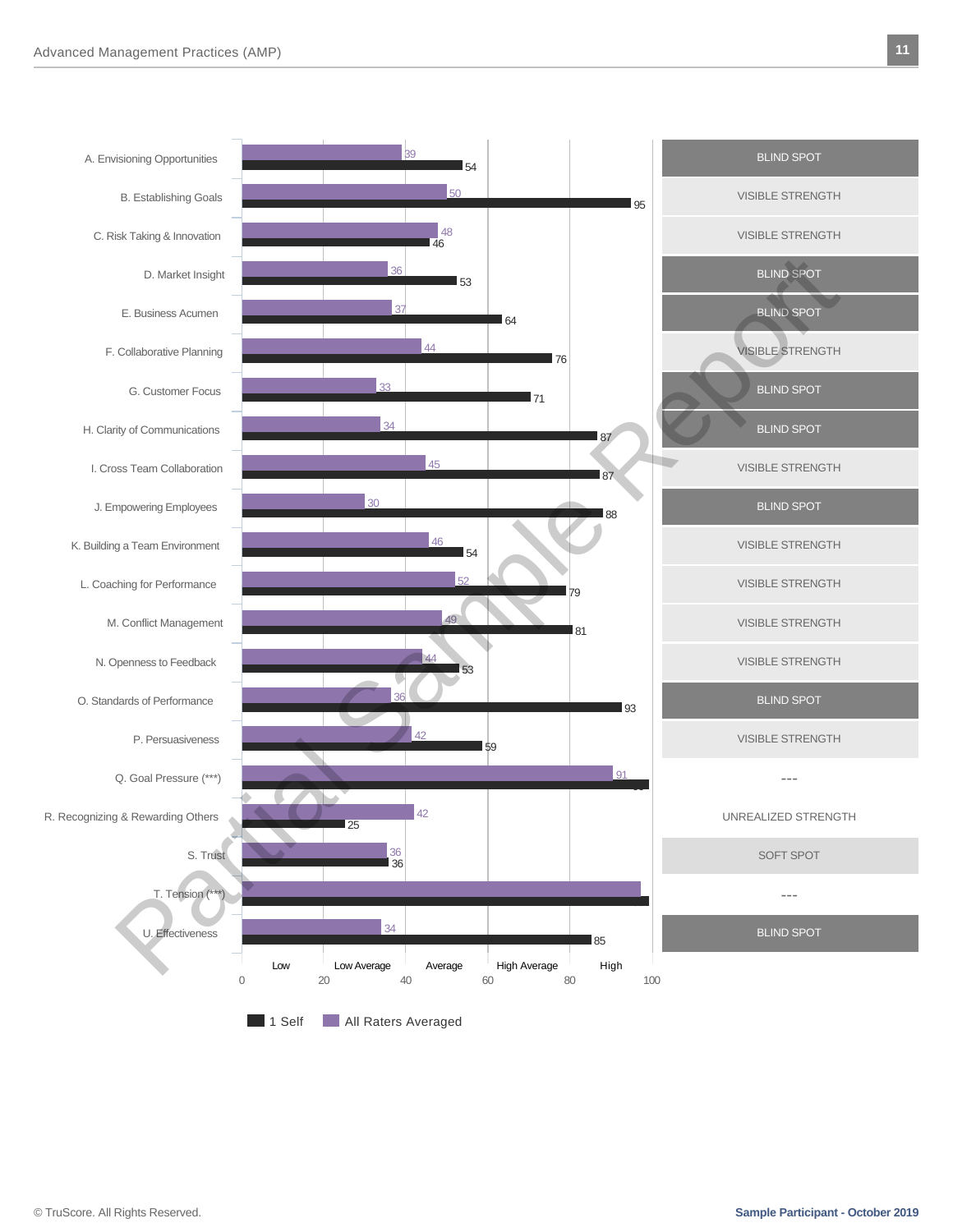| Competency | All Raters Averaged | 1 Self | Category |
| --- | --- | --- | --- |
| A. Envisioning Opportunities | 39 | 54 | BLIND SPOT |
| B. Establishing Goals | 50 | 95 | VISIBLE STRENGTH |
| C. Risk Taking & Innovation | 48 | 46 | VISIBLE STRENGTH |
| D. Market Insight | 36 | 53 | BLIND SPOT |
| E. Business Acumen | 37 | 64 | BLIND SPOT |
| F. Collaborative Planning | 44 | 76 | VISIBLE STRENGTH |
| G. Customer Focus | 33 | 71 | BLIND SPOT |
| H. Clarity of Communications | 34 | 87 | BLIND SPOT |
| I. Cross Team Collaboration | 45 | 87 | VISIBLE STRENGTH |
| J. Empowering Employees | 30 | 88 | BLIND SPOT |
| K. Building a Team Environment | 46 | 54 | VISIBLE STRENGTH |
| L. Coaching for Performance | 52 | 79 | VISIBLE STRENGTH |
| M. Conflict Management | 49 | 81 | VISIBLE STRENGTH |
| N. Openness to Feedback | 44 | 53 | VISIBLE STRENGTH |
| O. Standards of Performance | 36 | 93 | BLIND SPOT |
| P. Persuasiveness | 42 | 59 | VISIBLE STRENGTH |
| Q. Goal Pressure (***) | 91 | 99 | --- |
| R. Recognizing & Rewarding Others | 42 | 25 | UNREALIZED STRENGTH |
| S. Trust | 36 | 36 | SOFT SPOT |
| T. Tension (***) | | | --- |
| U. Effectiveness | 34 | 85 | BLIND SPOT |

Scale: 0 – 20 Low; 20 – 40 Low Average; 40 – 60 Average; 60 – 80 High Average; 80 – 100 High

Legend: 1 Self; All Raters Averaged

Partial Sample Report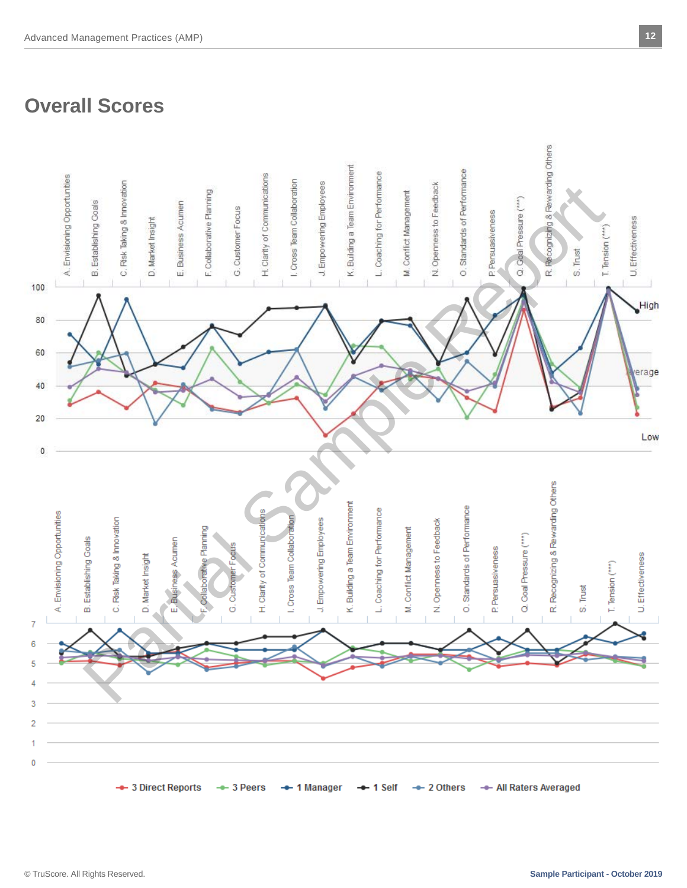## Overall Scores

A. Envisioning Opportunities | B. Establishing Goals | C. Risk Taking & Innovation | D. Market Insight | E. Business Acumen | F. Collaborative Planning | G. Customer Focus | H. Clarity of Communications | I. Cross Team Collaboration | J. Empowering Employees | K. Building a Team Environment | L. Coaching for Performance | M. Conflict Management | N. Openness to Feedback | O. Standards of Performance | P. Persuasiveness | Q. Goal Pressure (***) | R. Recognizing & Rewarding Others | S. Trust | T. Tension (***) | U. Effectiveness

High

Average

Low

3 Direct Reports | 3 Peers | 1 Manager | 1 Self | 2 Others | All Raters Averaged

Partial Sample Report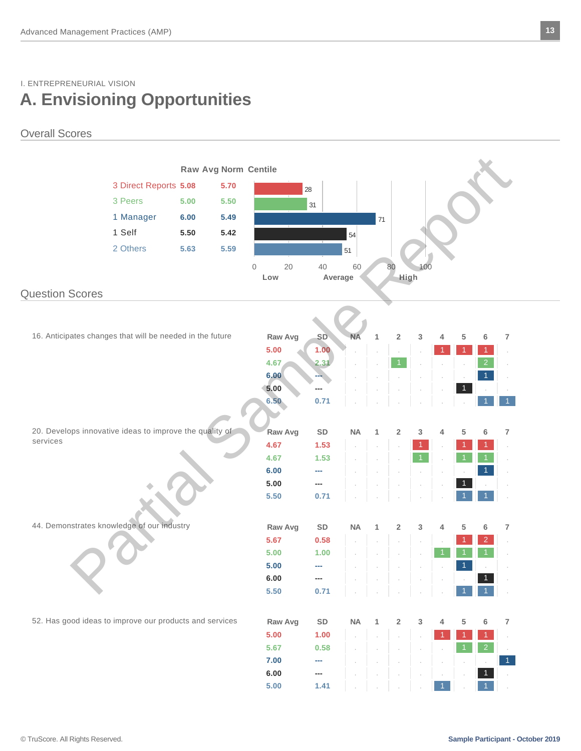I. ENTREPRENEURIAL VISION

# A. Envisioning Opportunities

## Overall Scores

| | Raw Avg | Norm | Centile |
|---|---|---|---|
| 3 Direct Reports | 5.08 | 5.70 | 28 |
| 3 Peers | 5.00 | 5.50 | 31 |
| 1 Manager | 6.00 | 5.49 | 71 |
| 1 Self | 5.50 | 5.42 | 54 |
| 2 Others | 5.63 | 5.59 | 51 |

Scale: 0–100 (Low / Average / High)

## Question Scores

**16. Anticipates changes that will be needed in the future**

| Rater | Raw Avg | SD | NA | 1 | 2 | 3 | 4 | 5 | 6 | 7 |
|---|---|---|---|---|---|---|---|---|---|---|
| Direct Reports | 5.00 | 1.00 | | | | | 1 | 1 | 1 | |
| Peers | 4.67 | 2.31 | | | 1 | | | | 2 | |
| Manager | 6.00 | --- | | | | | | | 1 | |
| Self | 5.00 | --- | | | | | | 1 | | |
| Others | 6.50 | 0.71 | | | | | | | 1 | 1 |

**20. Develops innovative ideas to improve the quality of services**

| Rater | Raw Avg | SD | NA | 1 | 2 | 3 | 4 | 5 | 6 | 7 |
|---|---|---|---|---|---|---|---|---|---|---|
| Direct Reports | 4.67 | 1.53 | | | | 1 | | 1 | 1 | |
| Peers | 4.67 | 1.53 | | | | 1 | | 1 | 1 | |
| Manager | 6.00 | --- | | | | | | | 1 | |
| Self | 5.00 | --- | | | | | | 1 | | |
| Others | 5.50 | 0.71 | | | | | | 1 | 1 | |

**44. Demonstrates knowledge of our industry**

| Rater | Raw Avg | SD | NA | 1 | 2 | 3 | 4 | 5 | 6 | 7 |
|---|---|---|---|---|---|---|---|---|---|---|
| Direct Reports | 5.67 | 0.58 | | | | | | 1 | 2 | |
| Peers | 5.00 | 1.00 | | | | | 1 | 1 | 1 | |
| Manager | 5.00 | --- | | | | | | 1 | | |
| Self | 6.00 | --- | | | | | | | 1 | |
| Others | 5.50 | 0.71 | | | | | | 1 | 1 | |

**52. Has good ideas to improve our products and services**

| Rater | Raw Avg | SD | NA | 1 | 2 | 3 | 4 | 5 | 6 | 7 |
|---|---|---|---|---|---|---|---|---|---|---|
| Direct Reports | 5.00 | 1.00 | | | | | 1 | 1 | 1 | |
| Peers | 5.67 | 0.58 | | | | | | 1 | 2 | |
| Manager | 7.00 | --- | | | | | | | | 1 |
| Self | 6.00 | --- | | | | | | | 1 | |
| Others | 5.00 | 1.41 | | | | | 1 | | 1 | |

© TruScore. All Rights Reserved. Sample Participant - October 2019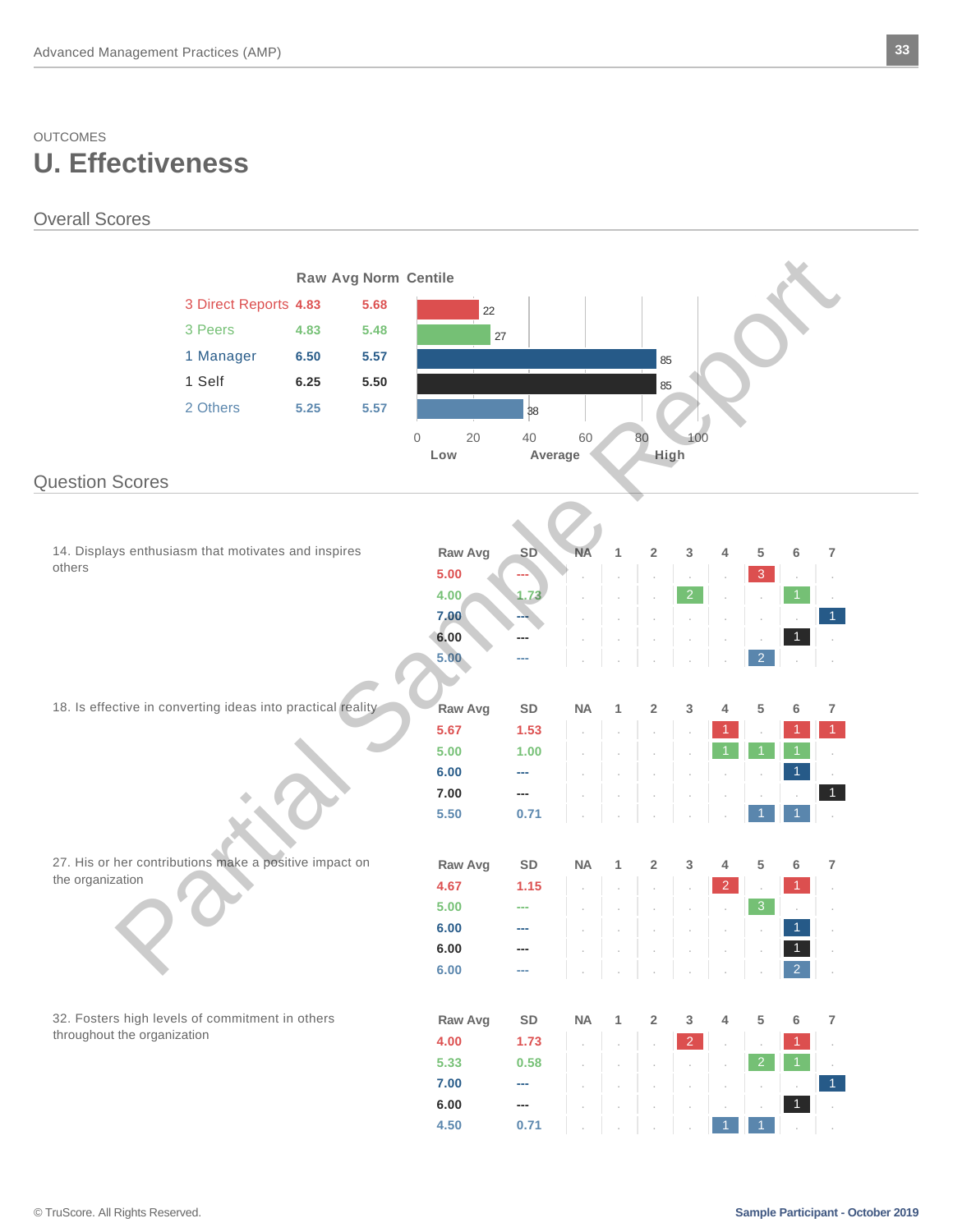OUTCOMES

# U. Effectiveness

## Overall Scores

| | Raw Avg | Norm | Centile |
|---|---|---|---|
| 3 Direct Reports | 4.83 | 5.68 | 22 |
| 3 Peers | 4.83 | 5.48 | 27 |
| 1 Manager | 6.50 | 5.57 | 85 |
| 1 Self | 6.25 | 5.50 | 85 |
| 2 Others | 5.25 | 5.57 | 38 |

## Question Scores

**14. Displays enthusiasm that motivates and inspires others**

| Raw Avg | SD | NA | 1 | 2 | 3 | 4 | 5 | 6 | 7 |
|---|---|---|---|---|---|---|---|---|---|
| 5.00 | --- | . | . | . | . | . | 3 | . | . |
| 4.00 | 1.73 | . | . | . | 2 | . | . | 1 | . |
| 7.00 | --- | . | . | . | . | . | . | . | 1 |
| 6.00 | --- | . | . | . | . | . | . | 1 | . |
| 5.00 | --- | . | . | . | . | . | 2 | . | . |

**18. Is effective in converting ideas into practical reality**

| Raw Avg | SD | NA | 1 | 2 | 3 | 4 | 5 | 6 | 7 |
|---|---|---|---|---|---|---|---|---|---|
| 5.67 | 1.53 | . | . | . | . | 1 | . | 1 | 1 |
| 5.00 | 1.00 | . | . | . | . | 1 | 1 | 1 | . |
| 6.00 | --- | . | . | . | . | . | . | 1 | . |
| 7.00 | --- | . | . | . | . | . | . | . | 1 |
| 5.50 | 0.71 | . | . | . | . | . | 1 | 1 | . |

**27. His or her contributions make a positive impact on the organization**

| Raw Avg | SD | NA | 1 | 2 | 3 | 4 | 5 | 6 | 7 |
|---|---|---|---|---|---|---|---|---|---|
| 4.67 | 1.15 | . | . | . | . | 2 | . | 1 | . |
| 5.00 | --- | . | . | . | . | . | 3 | . | . |
| 6.00 | --- | . | . | . | . | . | . | 1 | . |
| 6.00 | --- | . | . | . | . | . | . | 1 | . |
| 6.00 | --- | . | . | . | . | . | . | 2 | . |

**32. Fosters high levels of commitment in others throughout the organization**

| Raw Avg | SD | NA | 1 | 2 | 3 | 4 | 5 | 6 | 7 |
|---|---|---|---|---|---|---|---|---|---|
| 4.00 | 1.73 | . | . | . | 2 | . | . | 1 | . |
| 5.33 | 0.58 | . | . | . | . | . | 2 | 1 | . |
| 7.00 | --- | . | . | . | . | . | . | . | 1 |
| 6.00 | --- | . | . | . | . | . | . | 1 | . |
| 4.50 | 0.71 | . | . | . | . | 1 | 1 | . | . |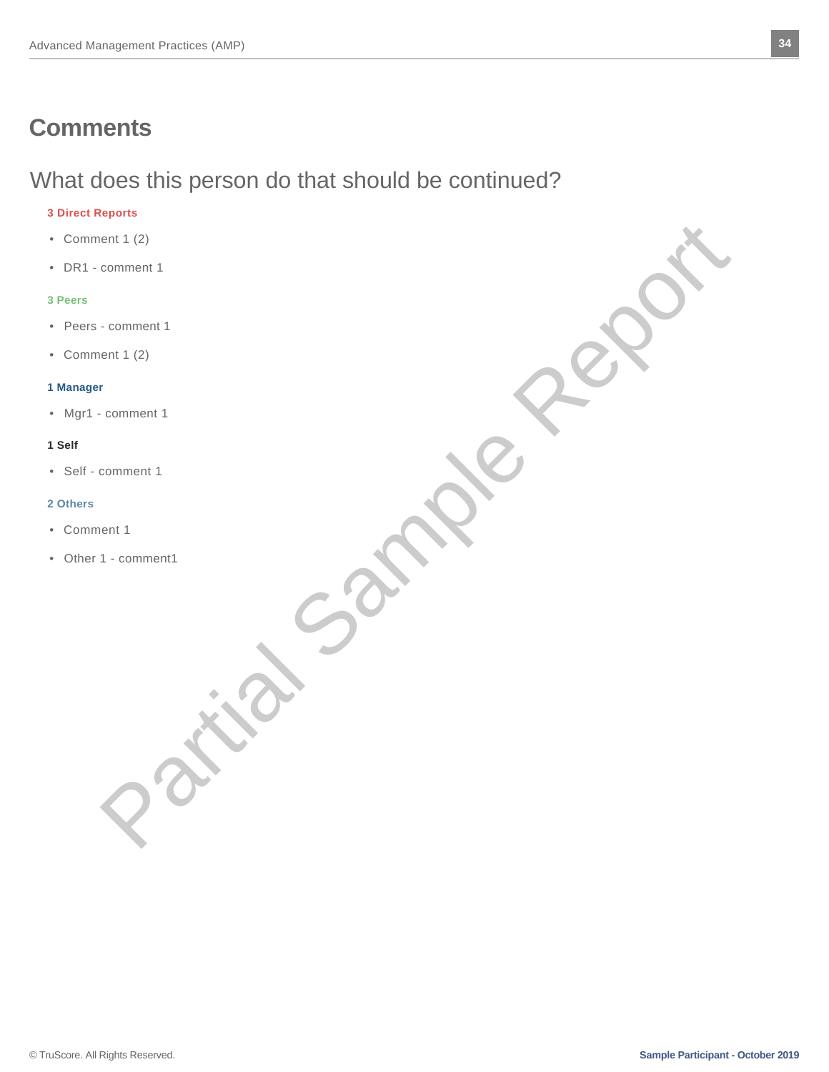# Comments

## What does this person do that should be continued?

**3 Direct Reports**

- Comment 1 (2)
- DR1 - comment 1

**3 Peers**

- Peers - comment 1
- Comment 1 (2)

**1 Manager**

- Mgr1 - comment 1

**1 Self**

- Self - comment 1

**2 Others**

- Comment 1
- Other 1 - comment1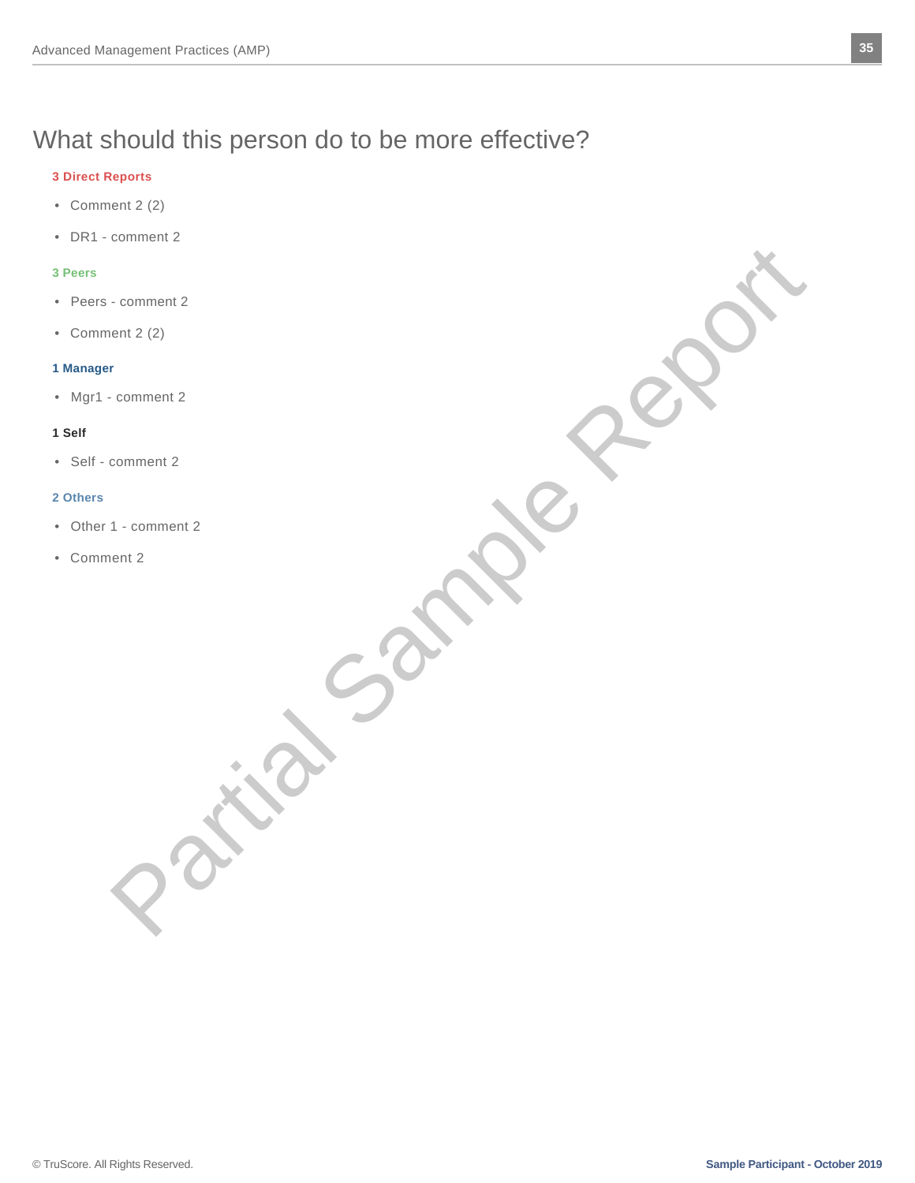# What should this person do to be more effective?

**3 Direct Reports**

- Comment 2 (2)
- DR1 - comment 2

**3 Peers**

- Peers - comment 2
- Comment 2 (2)

**1 Manager**

- Mgr1 - comment 2

**1 Self**

- Self - comment 2

**2 Others**

- Other 1 - comment 2
- Comment 2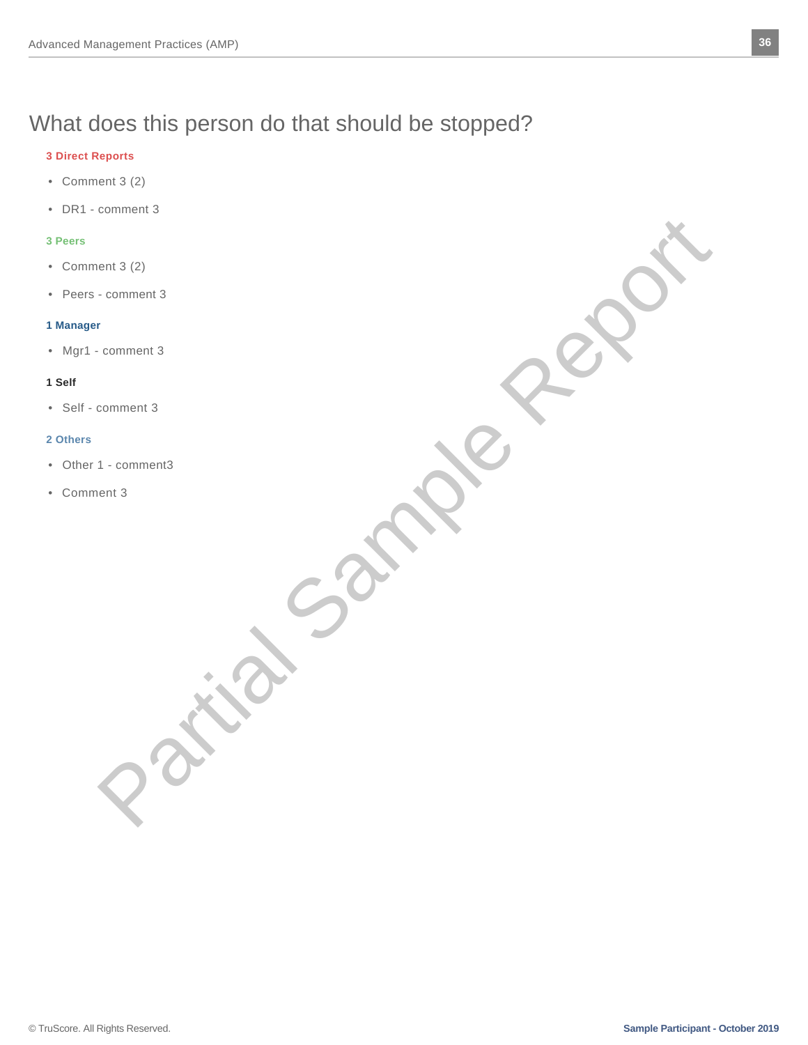# What does this person do that should be stopped?

**3 Direct Reports**

- Comment 3 (2)
- DR1 - comment 3

**3 Peers**

- Comment 3 (2)
- Peers - comment 3

**1 Manager**

- Mgr1 - comment 3

**1 Self**

- Self - comment 3

**2 Others**

- Other 1 - comment3
- Comment 3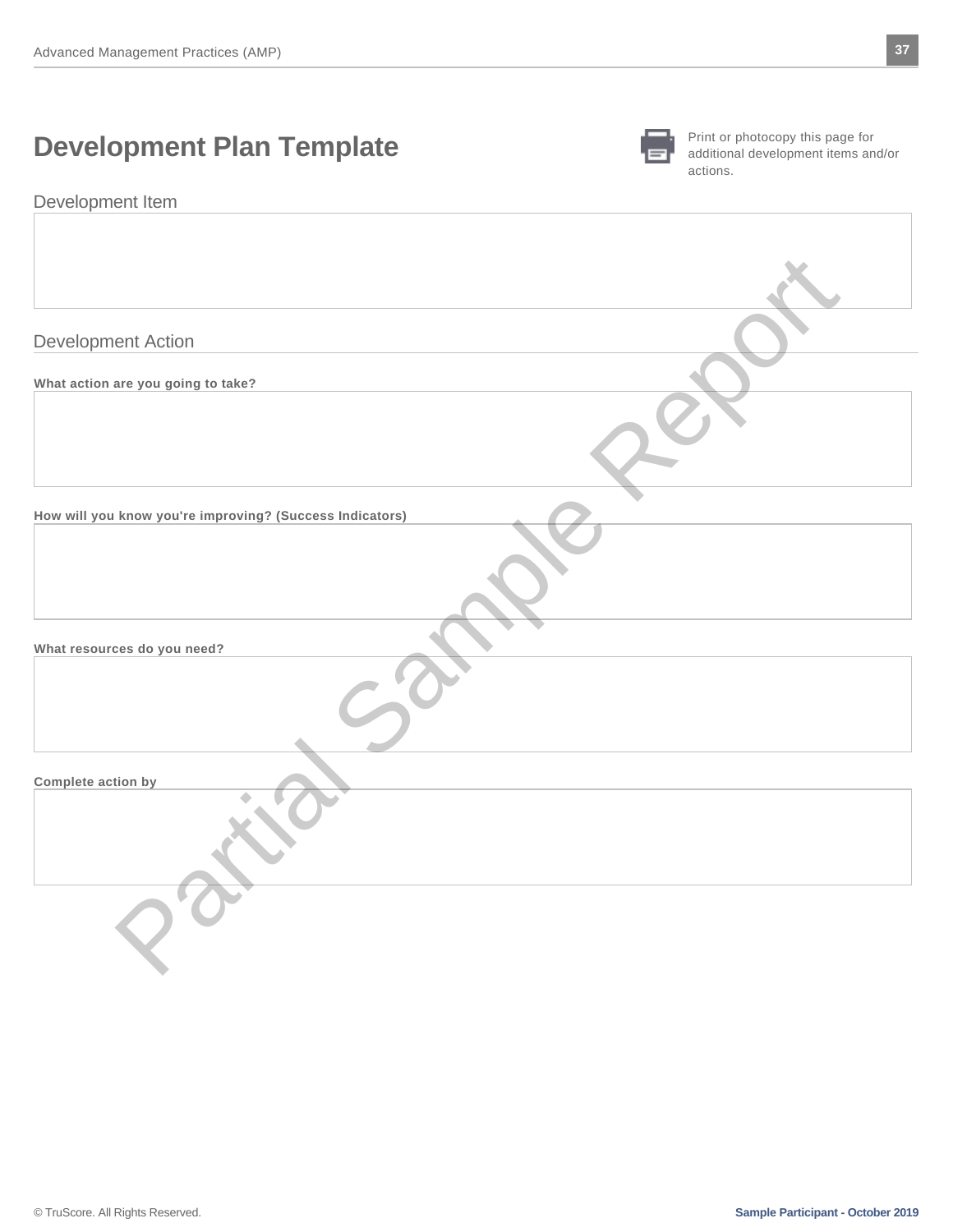# Development Plan Template

Print or photocopy this page for additional development items and/or actions.

## Development Item

## Development Action

**What action are you going to take?**

**How will you know you're improving? (Success Indicators)**

**What resources do you need?**

**Complete action by**

Partial Sample Report